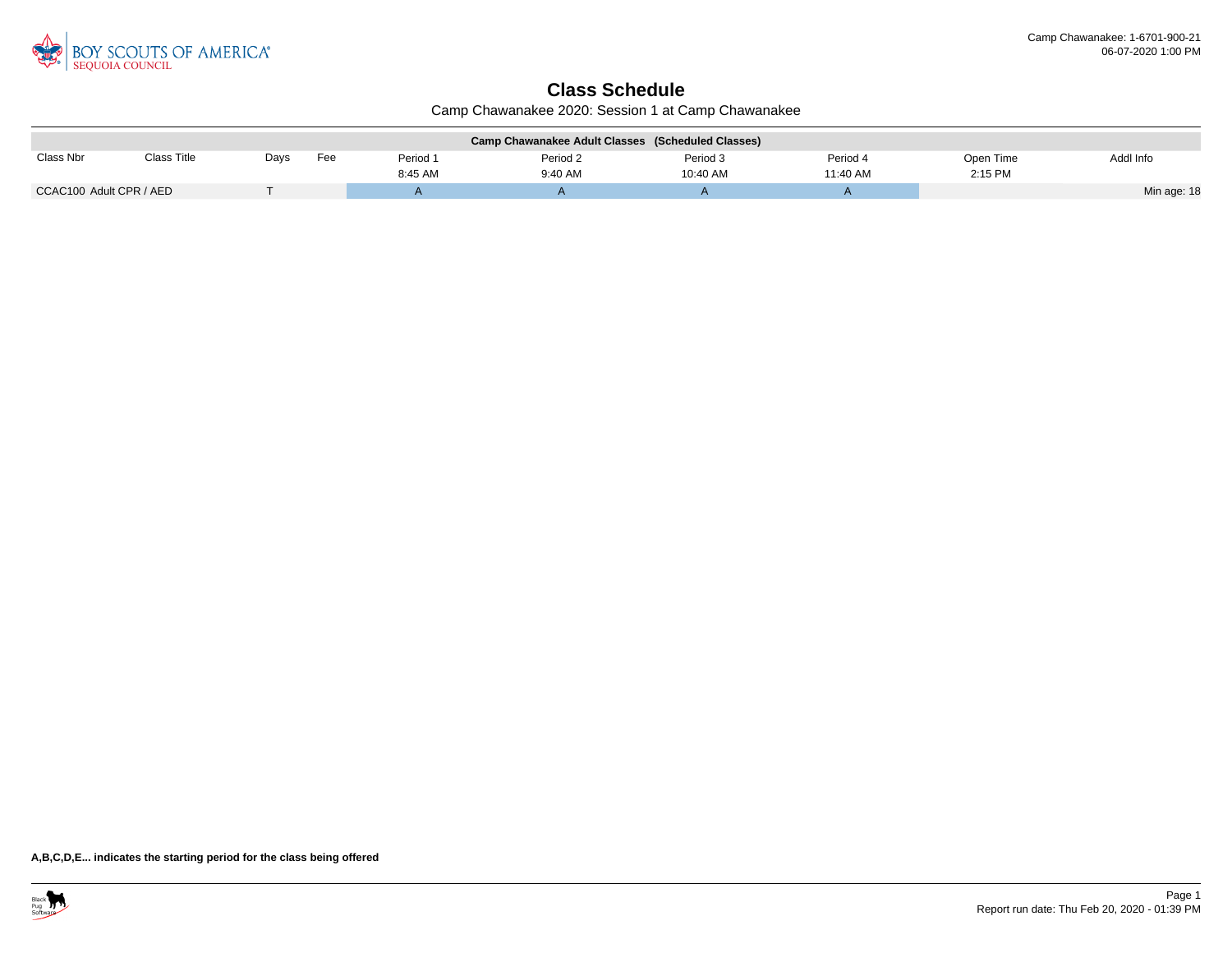Camp Chawanakee: 1-6701-900-21
06-07-2020 1:00 PM

# Class Schedule

Camp Chawanakee 2020: Session 1 at Camp Chawanakee

| Camp Chawanakee Adult Classes (Scheduled Classes) | | | | | | | | | |
|---|---|---|---|---|---|---|---|---|---|
| Class Nbr | Class Title | Days | Fee | Period 1<br>8:45 AM | Period 2<br>9:40 AM | Period 3<br>10:40 AM | Period 4<br>11:40 AM | Open Time<br>2:15 PM | Addl Info |
| CCAC100 | Adult CPR / AED | T | | A | A | A | A | | Min age: 18 |

**A,B,C,D,E... indicates the starting period for the class being offered**

Report run date: Thu Feb 20, 2020 - 01:39 PM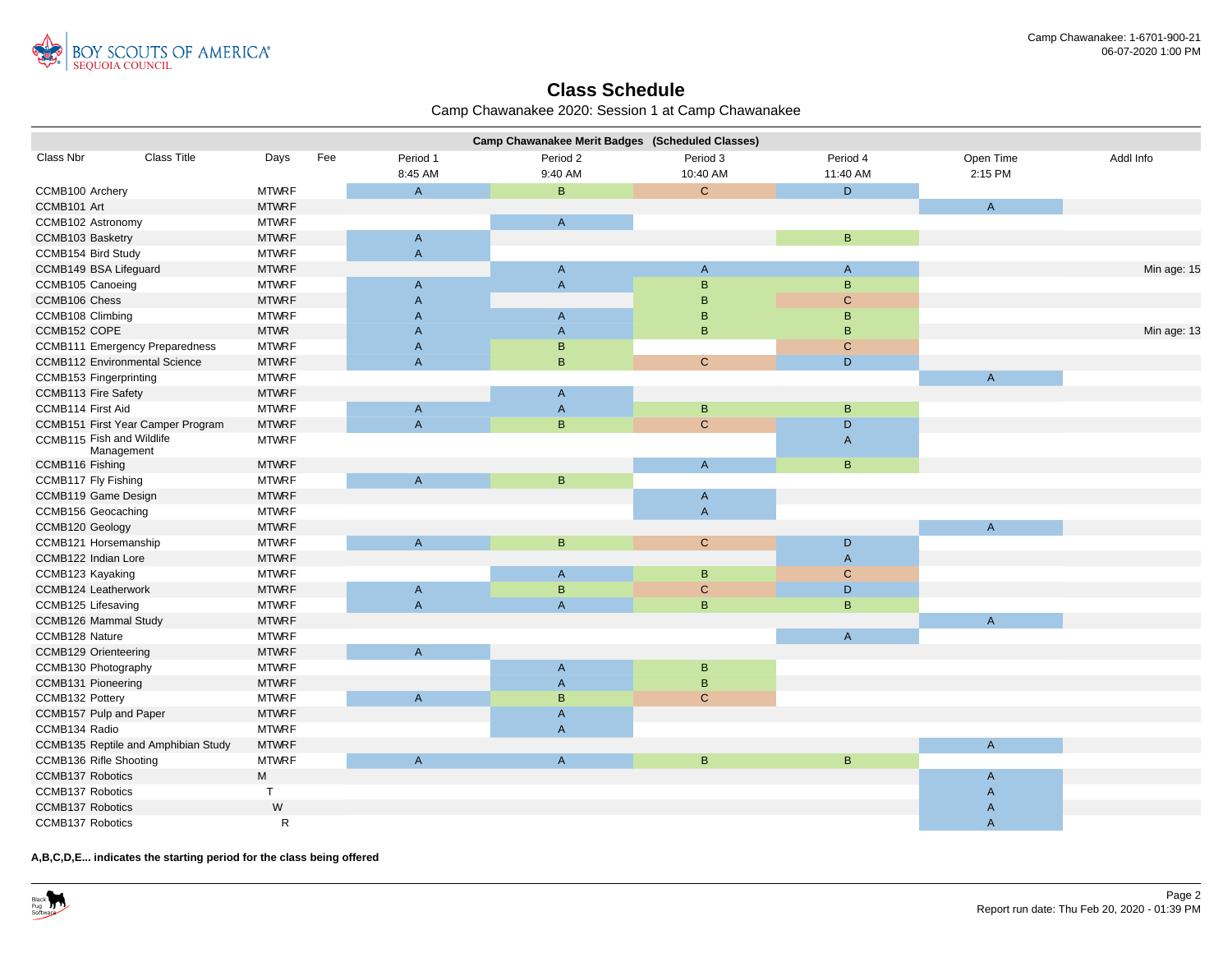# Class Schedule

Camp Chawanakee 2020: Session 1 at Camp Chawanakee

| Camp Chawanakee Merit Badges (Scheduled Classes) | | | | | | | | | |
|---|---|---|---|---|---|---|---|---|---|
| Class Nbr | Class Title | Days | Fee | Period 1 8:45 AM | Period 2 9:40 AM | Period 3 10:40 AM | Period 4 11:40 AM | Open Time 2:15 PM | Addl Info |
| CCMB100 | Archery | MTWRF | | A | B | C | D | | |
| CCMB101 | Art | MTWRF | | | | | | A | |
| CCMB102 | Astronomy | MTWRF | | | A | | | | |
| CCMB103 | Basketry | MTWRF | | A | | | B | | |
| CCMB154 | Bird Study | MTWRF | | A | | | | | |
| CCMB149 | BSA Lifeguard | MTWRF | | | A | A | A | | Min age: 15 |
| CCMB105 | Canoeing | MTWRF | | A | A | B | B | | |
| CCMB106 | Chess | MTWRF | | A | | B | C | | |
| CCMB108 | Climbing | MTWRF | | A | A | B | B | | |
| CCMB152 | COPE | MTWR | | A | A | B | B | | Min age: 13 |
| CCMB111 | Emergency Preparedness | MTWRF | | A | B | | C | | |
| CCMB112 | Environmental Science | MTWRF | | A | B | C | D | | |
| CCMB153 | Fingerprinting | MTWRF | | | | | | A | |
| CCMB113 | Fire Safety | MTWRF | | | A | | | | |
| CCMB114 | First Aid | MTWRF | | A | A | B | B | | |
| CCMB151 | First Year Camper Program | MTWRF | | A | B | C | D | | |
| CCMB115 | Fish and Wildlife Management | MTWRF | | | | | A | | |
| CCMB116 | Fishing | MTWRF | | | | A | B | | |
| CCMB117 | Fly Fishing | MTWRF | | A | B | | | | |
| CCMB119 | Game Design | MTWRF | | | | A | | | |
| CCMB156 | Geocaching | MTWRF | | | | A | | | |
| CCMB120 | Geology | MTWRF | | | | | | A | |
| CCMB121 | Horsemanship | MTWRF | | A | B | C | D | | |
| CCMB122 | Indian Lore | MTWRF | | | | | A | | |
| CCMB123 | Kayaking | MTWRF | | | A | B | C | | |
| CCMB124 | Leatherwork | MTWRF | | A | B | C | D | | |
| CCMB125 | Lifesaving | MTWRF | | A | A | B | B | | |
| CCMB126 | Mammal Study | MTWRF | | | | | | A | |
| CCMB128 | Nature | MTWRF | | | | | A | | |
| CCMB129 | Orienteering | MTWRF | | A | | | | | |
| CCMB130 | Photography | MTWRF | | | A | B | | | |
| CCMB131 | Pioneering | MTWRF | | | A | B | | | |
| CCMB132 | Pottery | MTWRF | | A | B | C | | | |
| CCMB157 | Pulp and Paper | MTWRF | | | A | | | | |
| CCMB134 | Radio | MTWRF | | | A | | | | |
| CCMB135 | Reptile and Amphibian Study | MTWRF | | | | | | A | |
| CCMB136 | Rifle Shooting | MTWRF | | A | A | B | B | | |
| CCMB137 | Robotics | M | | | | | | A | |
| CCMB137 | Robotics | T | | | | | | A | |
| CCMB137 | Robotics | W | | | | | | A | |
| CCMB137 | Robotics | R | | | | | | A | |

**A,B,C,D,E... indicates the starting period for the class being offered**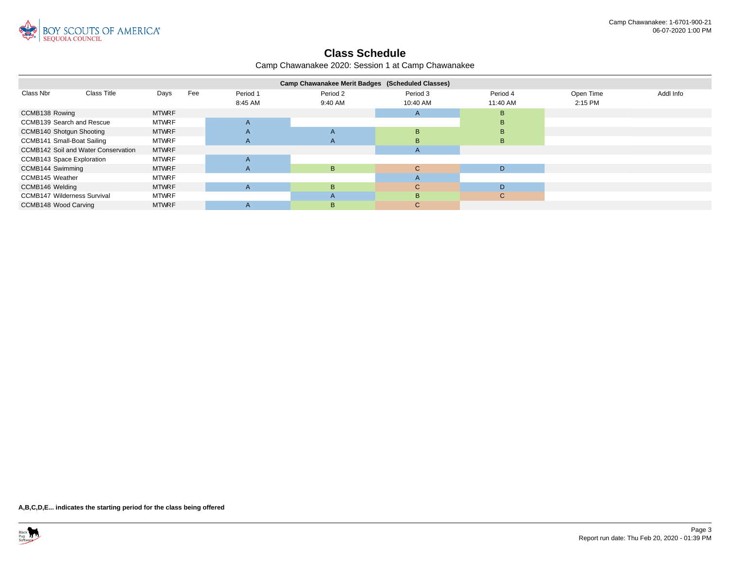# Class Schedule

Camp Chawanakee 2020: Session 1 at Camp Chawanakee

| Camp Chawanakee Merit Badges (Scheduled Classes) | | | | | | | | | |
|---|---|---|---|---|---|---|---|---|---|
| Class Nbr | Class Title | Days | Fee | Period 1<br>8:45 AM | Period 2<br>9:40 AM | Period 3<br>10:40 AM | Period 4<br>11:40 AM | Open Time<br>2:15 PM | Addl Info |
| CCMB138 | Rowing | MTWRF | | | | A | B | | |
| CCMB139 | Search and Rescue | MTWRF | | A | | | B | | |
| CCMB140 | Shotgun Shooting | MTWRF | | A | A | B | B | | |
| CCMB141 | Small-Boat Sailing | MTWRF | | A | A | B | B | | |
| CCMB142 | Soil and Water Conservation | MTWRF | | | | A | | | |
| CCMB143 | Space Exploration | MTWRF | | A | | | | | |
| CCMB144 | Swimming | MTWRF | | A | B | C | D | | |
| CCMB145 | Weather | MTWRF | | | | A | | | |
| CCMB146 | Welding | MTWRF | | A | B | C | D | | |
| CCMB147 | Wilderness Survival | MTWRF | | | A | B | C | | |
| CCMB148 | Wood Carving | MTWRF | | A | B | C | | | |

**A,B,C,D,E... indicates the starting period for the class being offered**